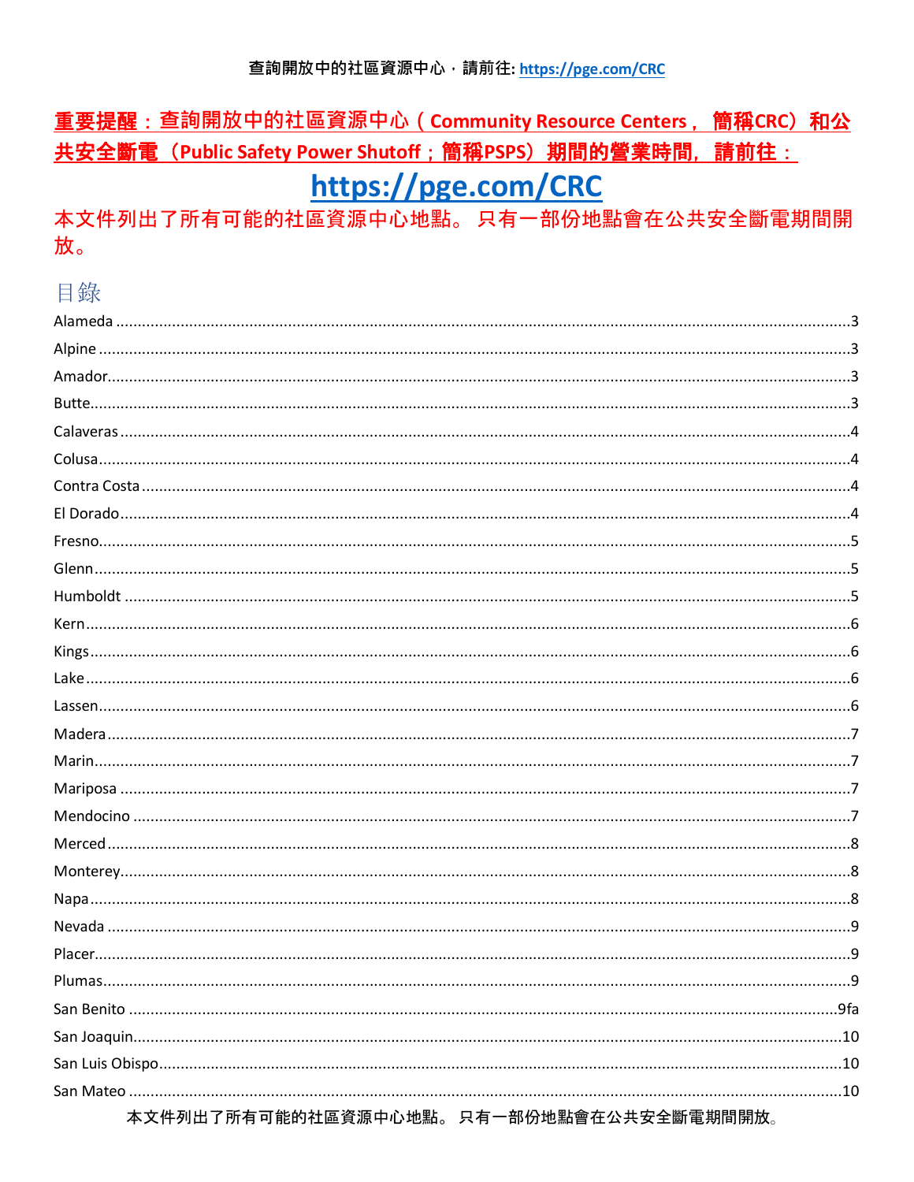查詢開放中的社區資源中心，請前往: https://pge.com/CRC

**重要提醒：查詢開放中的社區資源中心（Community Resource Centers， 簡稱CRC）和公共安全斷電（Public Safety Power Shutoff；簡稱PSPS）期間的營業時間，請前往：**

# https://pge.com/CRC

本文件列出了所有可能的社區資源中心地點。 只有一部份地點會在公共安全斷電期間開放。

## 目錄

- Alameda ....3
- Alpine ....3
- Amador....3
- Butte....3
- Calaveras ....4
- Colusa....4
- Contra Costa ....4
- El Dorado....4
- Fresno....5
- Glenn....5
- Humboldt ....5
- Kern....6
- Kings....6
- Lake ....6
- Lassen....6
- Madera....7
- Marin....7
- Mariposa ....7
- Mendocino ....7
- Merced....8
- Monterey....8
- Napa....8
- Nevada ....9
- Placer....9
- Plumas....9
- San Benito ....9fa
- San Joaquin....10
- San Luis Obispo....10
- San Mateo ....10

本文件列出了所有可能的社區資源中心地點。 只有一部份地點會在公共安全斷電期間開放。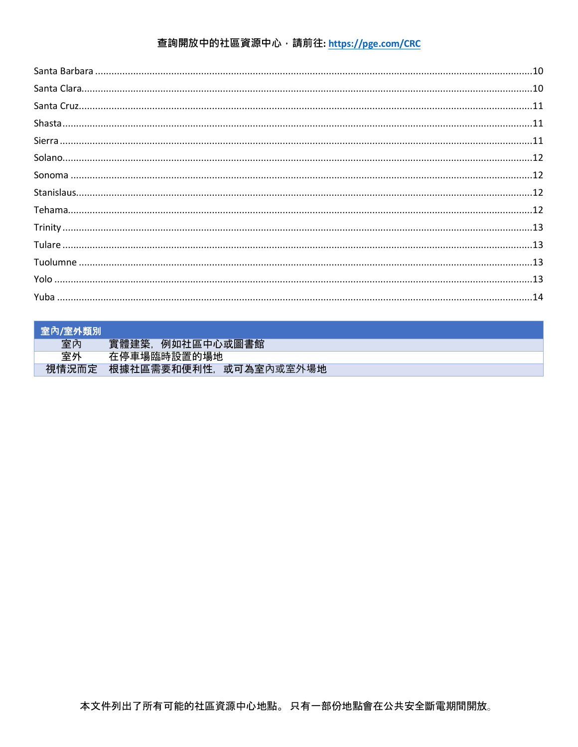查詢開放中的社區資源中心，請前往: https://pge.com/CRC

Santa Barbara ........................................................................................................................................10
Santa Clara...........................................................................................................................................10
Santa Cruz............................................................................................................................................11
Shasta ..................................................................................................................................................11
Sierra ...................................................................................................................................................11
Solano...................................................................................................................................................12
Sonoma ................................................................................................................................................12
Stanislaus..............................................................................................................................................12
Tehama.................................................................................................................................................12
Trinity ...................................................................................................................................................13
Tulare ...................................................................................................................................................13
Tuolumne .............................................................................................................................................13
Yolo ......................................................................................................................................................13
Yuba .....................................................................................................................................................14

| 室內/室外類別 | |
|---|---|
| 室內 | 實體建築，例如社區中心或圖書館 |
| 室外 | 在停車場臨時設置的場地 |
| 視情況而定 | 根據社區需要和便利性，或可為室內或室外場地 |

本文件列出了所有可能的社區資源中心地點。 只有一部份地點會在公共安全斷電期間開放。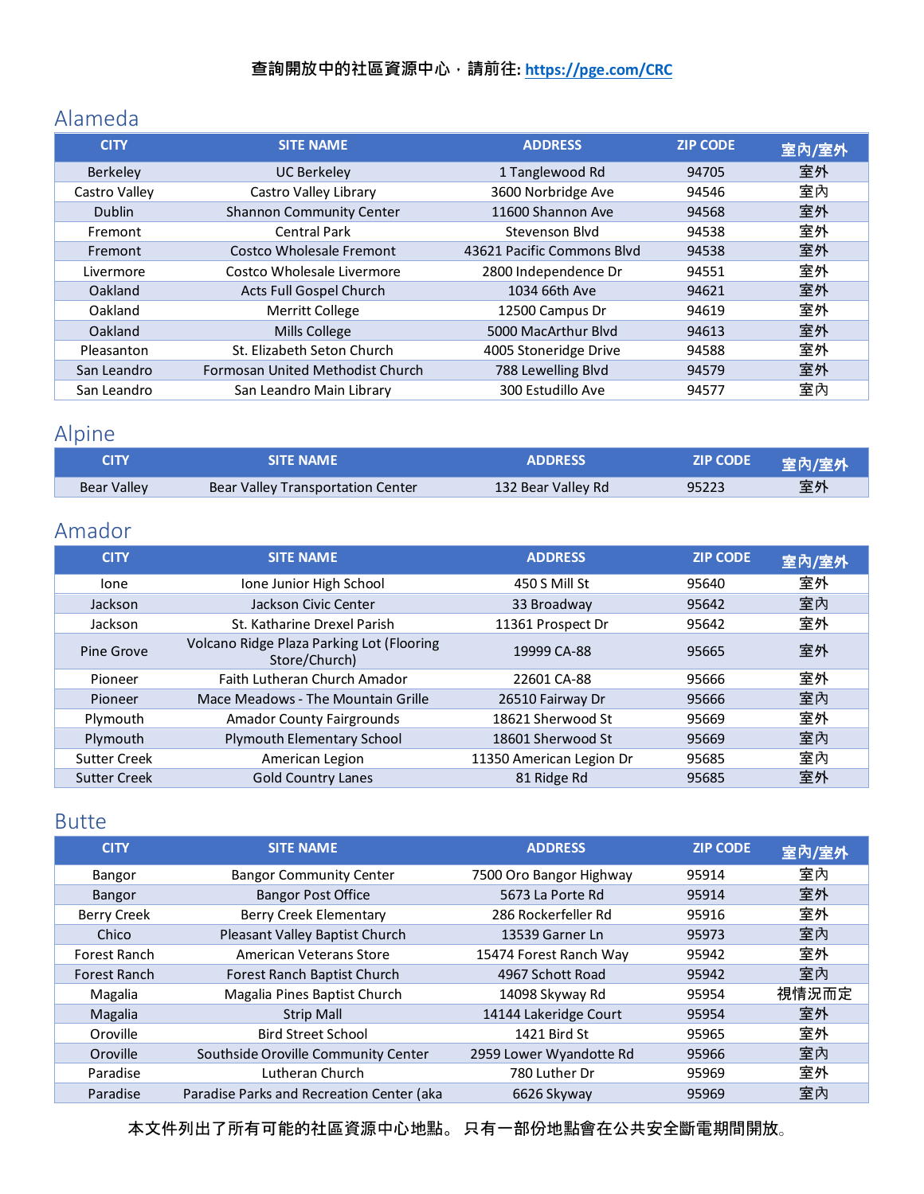**查詢開放中的社區資源中心，請前往: https://pge.com/CRC**

## Alameda

| CITY | SITE NAME | ADDRESS | ZIP CODE | 室內/室外 |
|---|---|---|---|---|
| Berkeley | UC Berkeley | 1 Tanglewood Rd | 94705 | 室外 |
| Castro Valley | Castro Valley Library | 3600 Norbridge Ave | 94546 | 室內 |
| Dublin | Shannon Community Center | 11600 Shannon Ave | 94568 | 室外 |
| Fremont | Central Park | Stevenson Blvd | 94538 | 室外 |
| Fremont | Costco Wholesale Fremont | 43621 Pacific Commons Blvd | 94538 | 室外 |
| Livermore | Costco Wholesale Livermore | 2800 Independence Dr | 94551 | 室外 |
| Oakland | Acts Full Gospel Church | 1034 66th Ave | 94621 | 室外 |
| Oakland | Merritt College | 12500 Campus Dr | 94619 | 室外 |
| Oakland | Mills College | 5000 MacArthur Blvd | 94613 | 室外 |
| Pleasanton | St. Elizabeth Seton Church | 4005 Stoneridge Drive | 94588 | 室外 |
| San Leandro | Formosan United Methodist Church | 788 Lewelling Blvd | 94579 | 室外 |
| San Leandro | San Leandro Main Library | 300 Estudillo Ave | 94577 | 室內 |

## Alpine

| CITY | SITE NAME | ADDRESS | ZIP CODE | 室內/室外 |
|---|---|---|---|---|
| Bear Valley | Bear Valley Transportation Center | 132 Bear Valley Rd | 95223 | 室外 |

## Amador

| CITY | SITE NAME | ADDRESS | ZIP CODE | 室內/室外 |
|---|---|---|---|---|
| Ione | Ione Junior High School | 450 S Mill St | 95640 | 室外 |
| Jackson | Jackson Civic Center | 33 Broadway | 95642 | 室內 |
| Jackson | St. Katharine Drexel Parish | 11361 Prospect Dr | 95642 | 室外 |
| Pine Grove | Volcano Ridge Plaza Parking Lot (Flooring Store/Church) | 19999 CA-88 | 95665 | 室外 |
| Pioneer | Faith Lutheran Church Amador | 22601 CA-88 | 95666 | 室外 |
| Pioneer | Mace Meadows - The Mountain Grille | 26510 Fairway Dr | 95666 | 室內 |
| Plymouth | Amador County Fairgrounds | 18621 Sherwood St | 95669 | 室外 |
| Plymouth | Plymouth Elementary School | 18601 Sherwood St | 95669 | 室內 |
| Sutter Creek | American Legion | 11350 American Legion Dr | 95685 | 室內 |
| Sutter Creek | Gold Country Lanes | 81 Ridge Rd | 95685 | 室外 |

## Butte

| CITY | SITE NAME | ADDRESS | ZIP CODE | 室內/室外 |
|---|---|---|---|---|
| Bangor | Bangor Community Center | 7500 Oro Bangor Highway | 95914 | 室內 |
| Bangor | Bangor Post Office | 5673 La Porte Rd | 95914 | 室外 |
| Berry Creek | Berry Creek Elementary | 286 Rockerfeller Rd | 95916 | 室外 |
| Chico | Pleasant Valley Baptist Church | 13539 Garner Ln | 95973 | 室內 |
| Forest Ranch | American Veterans Store | 15474 Forest Ranch Way | 95942 | 室外 |
| Forest Ranch | Forest Ranch Baptist Church | 4967 Schott Road | 95942 | 室內 |
| Magalia | Magalia Pines Baptist Church | 14098 Skyway Rd | 95954 | 視情況而定 |
| Magalia | Strip Mall | 14144 Lakeridge Court | 95954 | 室外 |
| Oroville | Bird Street School | 1421 Bird St | 95965 | 室外 |
| Oroville | Southside Oroville Community Center | 2959 Lower Wyandotte Rd | 95966 | 室內 |
| Paradise | Lutheran Church | 780 Luther Dr | 95969 | 室外 |
| Paradise | Paradise Parks and Recreation Center (aka | 6626 Skyway | 95969 | 室內 |

本文件列出了所有可能的社區資源中心地點。 只有一部份地點會在公共安全斷電期間開放。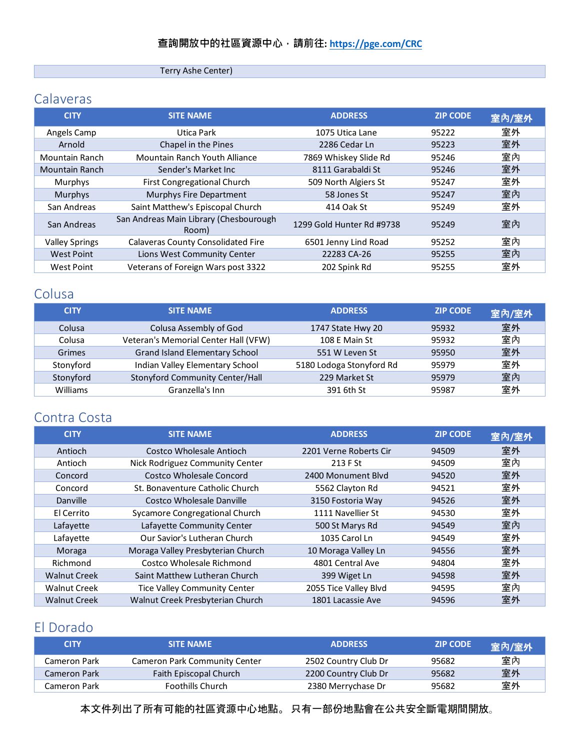查詢開放中的社區資源中心，請前往: https://pge.com/CRC

| | Terry Ashe Center) | | | |
|---|---|---|---|---|

## Calaveras

| CITY | SITE NAME | ADDRESS | ZIP CODE | 室內/室外 |
|---|---|---|---|---|
| Angels Camp | Utica Park | 1075 Utica Lane | 95222 | 室外 |
| Arnold | Chapel in the Pines | 2286 Cedar Ln | 95223 | 室外 |
| Mountain Ranch | Mountain Ranch Youth Alliance | 7869 Whiskey Slide Rd | 95246 | 室內 |
| Mountain Ranch | Sender's Market Inc | 8111 Garabaldi St | 95246 | 室外 |
| Murphys | First Congregational Church | 509 North Algiers St | 95247 | 室外 |
| Murphys | Murphys Fire Department | 58 Jones St | 95247 | 室內 |
| San Andreas | Saint Matthew's Episcopal Church | 414 Oak St | 95249 | 室外 |
| San Andreas | San Andreas Main Library (Chesbourough Room) | 1299 Gold Hunter Rd #9738 | 95249 | 室內 |
| Valley Springs | Calaveras County Consolidated Fire | 6501 Jenny Lind Road | 95252 | 室內 |
| West Point | Lions West Community Center | 22283 CA-26 | 95255 | 室內 |
| West Point | Veterans of Foreign Wars post 3322 | 202 Spink Rd | 95255 | 室外 |

## Colusa

| CITY | SITE NAME | ADDRESS | ZIP CODE | 室內/室外 |
|---|---|---|---|---|
| Colusa | Colusa Assembly of God | 1747 State Hwy 20 | 95932 | 室外 |
| Colusa | Veteran's Memorial Center Hall (VFW) | 108 E Main St | 95932 | 室內 |
| Grimes | Grand Island Elementary School | 551 W Leven St | 95950 | 室外 |
| Stonyford | Indian Valley Elementary School | 5180 Lodoga Stonyford Rd | 95979 | 室外 |
| Stonyford | Stonyford Community Center/Hall | 229 Market St | 95979 | 室內 |
| Williams | Granzella's Inn | 391 6th St | 95987 | 室外 |

## Contra Costa

| CITY | SITE NAME | ADDRESS | ZIP CODE | 室內/室外 |
|---|---|---|---|---|
| Antioch | Costco Wholesale Antioch | 2201 Verne Roberts Cir | 94509 | 室外 |
| Antioch | Nick Rodriguez Community Center | 213 F St | 94509 | 室內 |
| Concord | Costco Wholesale Concord | 2400 Monument Blvd | 94520 | 室外 |
| Concord | St. Bonaventure Catholic Church | 5562 Clayton Rd | 94521 | 室外 |
| Danville | Costco Wholesale Danville | 3150 Fostoria Way | 94526 | 室外 |
| El Cerrito | Sycamore Congregational Church | 1111 Navellier St | 94530 | 室外 |
| Lafayette | Lafayette Community Center | 500 St Marys Rd | 94549 | 室內 |
| Lafayette | Our Savior's Lutheran Church | 1035 Carol Ln | 94549 | 室外 |
| Moraga | Moraga Valley Presbyterian Church | 10 Moraga Valley Ln | 94556 | 室外 |
| Richmond | Costco Wholesale Richmond | 4801 Central Ave | 94804 | 室外 |
| Walnut Creek | Saint Matthew Lutheran Church | 399 Wiget Ln | 94598 | 室外 |
| Walnut Creek | Tice Valley Community Center | 2055 Tice Valley Blvd | 94595 | 室內 |
| Walnut Creek | Walnut Creek Presbyterian Church | 1801 Lacassie Ave | 94596 | 室外 |

## El Dorado

| CITY | SITE NAME | ADDRESS | ZIP CODE | 室內/室外 |
|---|---|---|---|---|
| Cameron Park | Cameron Park Community Center | 2502 Country Club Dr | 95682 | 室內 |
| Cameron Park | Faith Episcopal Church | 2200 Country Club Dr | 95682 | 室外 |
| Cameron Park | Foothills Church | 2380 Merrychase Dr | 95682 | 室外 |

本文件列出了所有可能的社區資源中心地點。 只有一部份地點會在公共安全斷電期間開放。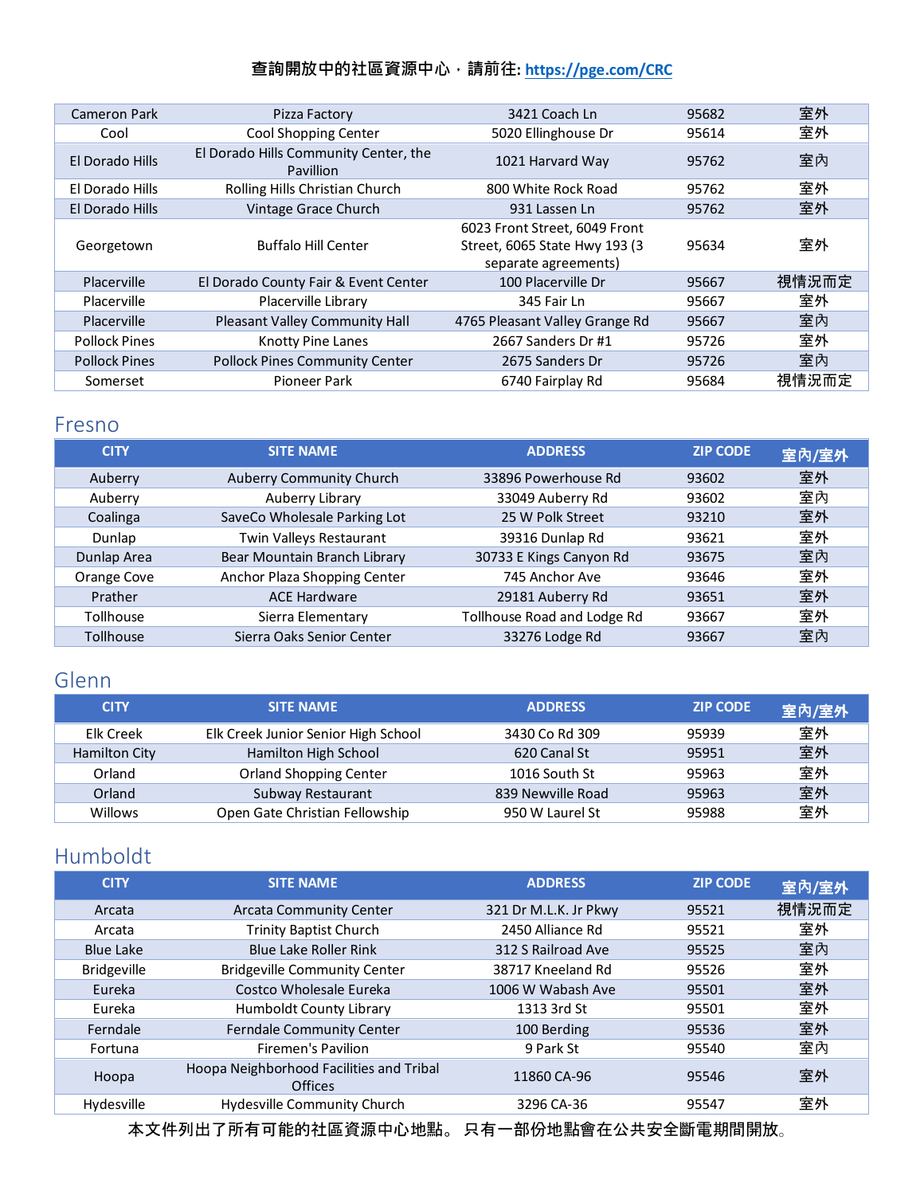查詢開放中的社區資源中心，請前往: https://pge.com/CRC

| | | | | |
|---|---|---|---|---|
| Cameron Park | Pizza Factory | 3421 Coach Ln | 95682 | 室外 |
| Cool | Cool Shopping Center | 5020 Ellinghouse Dr | 95614 | 室外 |
| El Dorado Hills | El Dorado Hills Community Center, the Pavillion | 1021 Harvard Way | 95762 | 室內 |
| El Dorado Hills | Rolling Hills Christian Church | 800 White Rock Road | 95762 | 室外 |
| El Dorado Hills | Vintage Grace Church | 931 Lassen Ln | 95762 | 室外 |
| Georgetown | Buffalo Hill Center | 6023 Front Street, 6049 Front Street, 6065 State Hwy 193 (3 separate agreements) | 95634 | 室外 |
| Placerville | El Dorado County Fair & Event Center | 100 Placerville Dr | 95667 | 視情況而定 |
| Placerville | Placerville Library | 345 Fair Ln | 95667 | 室外 |
| Placerville | Pleasant Valley Community Hall | 4765 Pleasant Valley Grange Rd | 95667 | 室內 |
| Pollock Pines | Knotty Pine Lanes | 2667 Sanders Dr #1 | 95726 | 室外 |
| Pollock Pines | Pollock Pines Community Center | 2675 Sanders Dr | 95726 | 室內 |
| Somerset | Pioneer Park | 6740 Fairplay Rd | 95684 | 視情況而定 |

## Fresno

| CITY | SITE NAME | ADDRESS | ZIP CODE | 室內/室外 |
|---|---|---|---|---|
| Auberry | Auberry Community Church | 33896 Powerhouse Rd | 93602 | 室外 |
| Auberry | Auberry Library | 33049 Auberry Rd | 93602 | 室內 |
| Coalinga | SaveCo Wholesale Parking Lot | 25 W Polk Street | 93210 | 室外 |
| Dunlap | Twin Valleys Restaurant | 39316 Dunlap Rd | 93621 | 室外 |
| Dunlap Area | Bear Mountain Branch Library | 30733 E Kings Canyon Rd | 93675 | 室內 |
| Orange Cove | Anchor Plaza Shopping Center | 745 Anchor Ave | 93646 | 室外 |
| Prather | ACE Hardware | 29181 Auberry Rd | 93651 | 室外 |
| Tollhouse | Sierra Elementary | Tollhouse Road and Lodge Rd | 93667 | 室外 |
| Tollhouse | Sierra Oaks Senior Center | 33276 Lodge Rd | 93667 | 室內 |

## Glenn

| CITY | SITE NAME | ADDRESS | ZIP CODE | 室內/室外 |
|---|---|---|---|---|
| Elk Creek | Elk Creek Junior Senior High School | 3430 Co Rd 309 | 95939 | 室外 |
| Hamilton City | Hamilton High School | 620 Canal St | 95951 | 室外 |
| Orland | Orland Shopping Center | 1016 South St | 95963 | 室外 |
| Orland | Subway Restaurant | 839 Newville Road | 95963 | 室外 |
| Willows | Open Gate Christian Fellowship | 950 W Laurel St | 95988 | 室外 |

## Humboldt

| CITY | SITE NAME | ADDRESS | ZIP CODE | 室內/室外 |
|---|---|---|---|---|
| Arcata | Arcata Community Center | 321 Dr M.L.K. Jr Pkwy | 95521 | 視情況而定 |
| Arcata | Trinity Baptist Church | 2450 Alliance Rd | 95521 | 室外 |
| Blue Lake | Blue Lake Roller Rink | 312 S Railroad Ave | 95525 | 室內 |
| Bridgeville | Bridgeville Community Center | 38717 Kneeland Rd | 95526 | 室外 |
| Eureka | Costco Wholesale Eureka | 1006 W Wabash Ave | 95501 | 室外 |
| Eureka | Humboldt County Library | 1313 3rd St | 95501 | 室外 |
| Ferndale | Ferndale Community Center | 100 Berding | 95536 | 室外 |
| Fortuna | Firemen's Pavilion | 9 Park St | 95540 | 室內 |
| Hoopa | Hoopa Neighborhood Facilities and Tribal Offices | 11860 CA-96 | 95546 | 室外 |
| Hydesville | Hydesville Community Church | 3296 CA-36 | 95547 | 室外 |

本文件列出了所有可能的社區資源中心地點。 只有一部份地點會在公共安全斷電期間開放。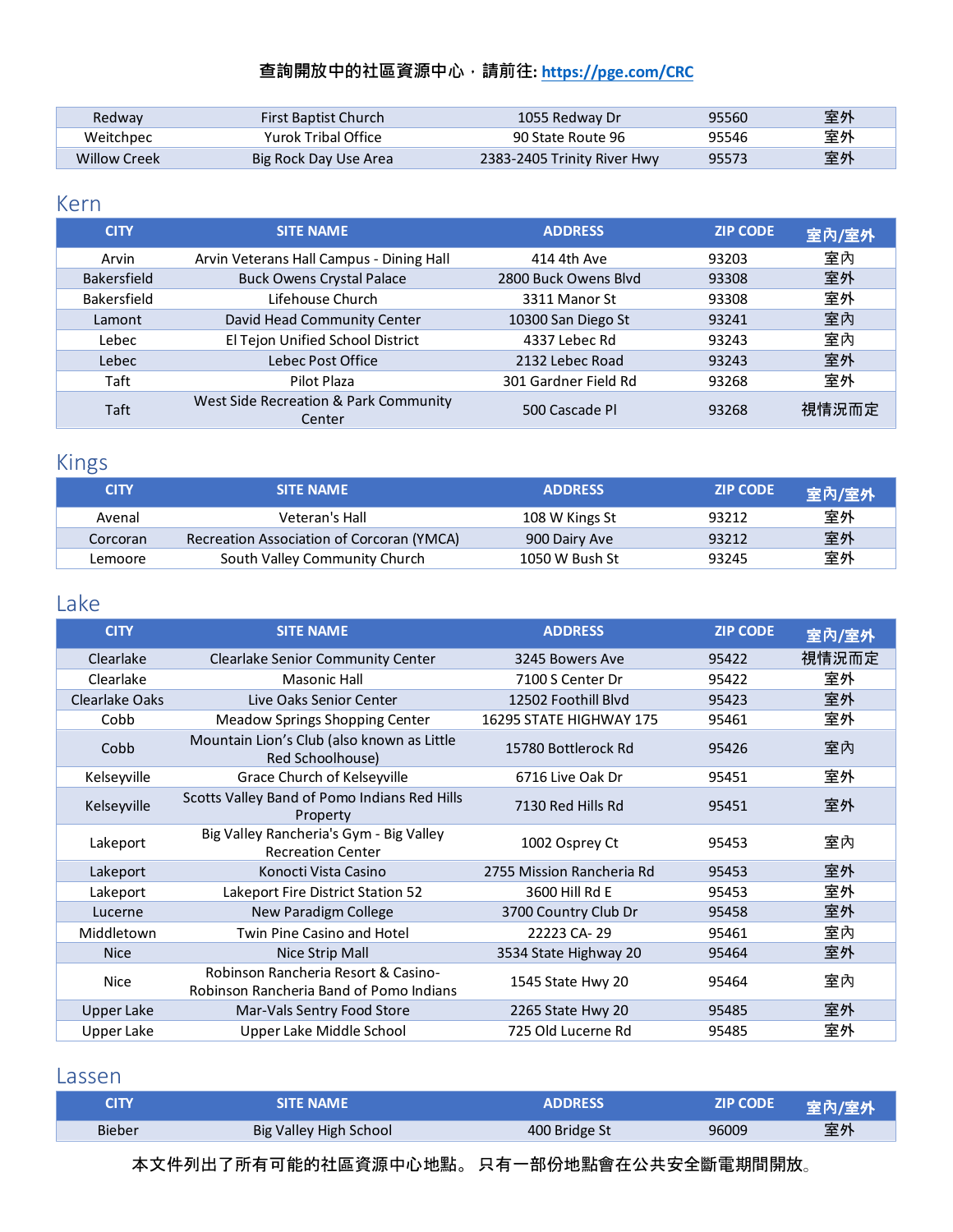查詢開放中的社區資源中心，請前往: https://pge.com/CRC

| | | | | |
|---|---|---|---|---|
| Redway | First Baptist Church | 1055 Redway Dr | 95560 | 室外 |
| Weitchpec | Yurok Tribal Office | 90 State Route 96 | 95546 | 室外 |
| Willow Creek | Big Rock Day Use Area | 2383-2405 Trinity River Hwy | 95573 | 室外 |

## Kern

| CITY | SITE NAME | ADDRESS | ZIP CODE | 室內/室外 |
|---|---|---|---|---|
| Arvin | Arvin Veterans Hall Campus - Dining Hall | 414 4th Ave | 93203 | 室內 |
| Bakersfield | Buck Owens Crystal Palace | 2800 Buck Owens Blvd | 93308 | 室外 |
| Bakersfield | Lifehouse Church | 3311 Manor St | 93308 | 室外 |
| Lamont | David Head Community Center | 10300 San Diego St | 93241 | 室內 |
| Lebec | El Tejon Unified School District | 4337 Lebec Rd | 93243 | 室內 |
| Lebec | Lebec Post Office | 2132 Lebec Road | 93243 | 室外 |
| Taft | Pilot Plaza | 301 Gardner Field Rd | 93268 | 室外 |
| Taft | West Side Recreation & Park Community Center | 500 Cascade Pl | 93268 | 視情況而定 |

## Kings

| CITY | SITE NAME | ADDRESS | ZIP CODE | 室內/室外 |
|---|---|---|---|---|
| Avenal | Veteran's Hall | 108 W Kings St | 93212 | 室外 |
| Corcoran | Recreation Association of Corcoran (YMCA) | 900 Dairy Ave | 93212 | 室外 |
| Lemoore | South Valley Community Church | 1050 W Bush St | 93245 | 室外 |

## Lake

| CITY | SITE NAME | ADDRESS | ZIP CODE | 室內/室外 |
|---|---|---|---|---|
| Clearlake | Clearlake Senior Community Center | 3245 Bowers Ave | 95422 | 視情況而定 |
| Clearlake | Masonic Hall | 7100 S Center Dr | 95422 | 室外 |
| Clearlake Oaks | Live Oaks Senior Center | 12502 Foothill Blvd | 95423 | 室外 |
| Cobb | Meadow Springs Shopping Center | 16295 STATE HIGHWAY 175 | 95461 | 室外 |
| Cobb | Mountain Lion's Club (also known as Little Red Schoolhouse) | 15780 Bottlerock Rd | 95426 | 室內 |
| Kelseyville | Grace Church of Kelseyville | 6716 Live Oak Dr | 95451 | 室外 |
| Kelseyville | Scotts Valley Band of Pomo Indians Red Hills Property | 7130 Red Hills Rd | 95451 | 室外 |
| Lakeport | Big Valley Rancheria's Gym - Big Valley Recreation Center | 1002 Osprey Ct | 95453 | 室內 |
| Lakeport | Konocti Vista Casino | 2755 Mission Rancheria Rd | 95453 | 室外 |
| Lakeport | Lakeport Fire District Station 52 | 3600 Hill Rd E | 95453 | 室外 |
| Lucerne | New Paradigm College | 3700 Country Club Dr | 95458 | 室外 |
| Middletown | Twin Pine Casino and Hotel | 22223 CA- 29 | 95461 | 室內 |
| Nice | Nice Strip Mall | 3534 State Highway 20 | 95464 | 室外 |
| Nice | Robinson Rancheria Resort & Casino-Robinson Rancheria Band of Pomo Indians | 1545 State Hwy 20 | 95464 | 室內 |
| Upper Lake | Mar-Vals Sentry Food Store | 2265 State Hwy 20 | 95485 | 室外 |
| Upper Lake | Upper Lake Middle School | 725 Old Lucerne Rd | 95485 | 室外 |

## Lassen

| CITY | SITE NAME | ADDRESS | ZIP CODE | 室內/室外 |
|---|---|---|---|---|
| Bieber | Big Valley High School | 400 Bridge St | 96009 | 室外 |

本文件列出了所有可能的社區資源中心地點。 只有一部份地點會在公共安全斷電期間開放。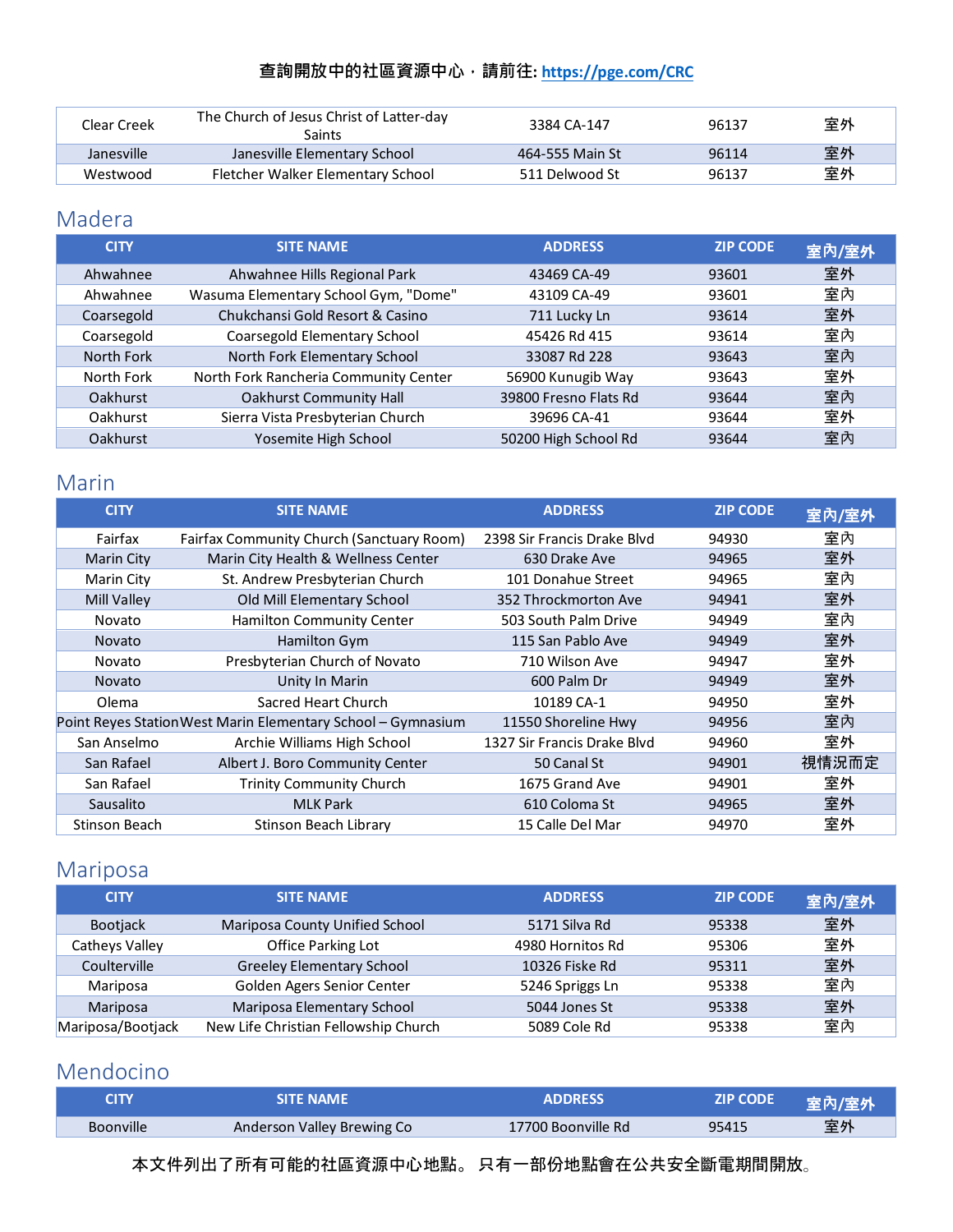查詢開放中的社區資源中心，請前往: https://pge.com/CRC

| | | | | |
|---|---|---|---|---|
| Clear Creek | The Church of Jesus Christ of Latter-day Saints | 3384 CA-147 | 96137 | 室外 |
| Janesville | Janesville Elementary School | 464-555 Main St | 96114 | 室外 |
| Westwood | Fletcher Walker Elementary School | 511 Delwood St | 96137 | 室外 |

## Madera

| CITY | SITE NAME | ADDRESS | ZIP CODE | 室內/室外 |
|---|---|---|---|---|
| Ahwahnee | Ahwahnee Hills Regional Park | 43469 CA-49 | 93601 | 室外 |
| Ahwahnee | Wasuma Elementary School Gym, "Dome" | 43109 CA-49 | 93601 | 室內 |
| Coarsegold | Chukchansi Gold Resort & Casino | 711 Lucky Ln | 93614 | 室外 |
| Coarsegold | Coarsegold Elementary School | 45426 Rd 415 | 93614 | 室內 |
| North Fork | North Fork Elementary School | 33087 Rd 228 | 93643 | 室內 |
| North Fork | North Fork Rancheria Community Center | 56900 Kunugib Way | 93643 | 室外 |
| Oakhurst | Oakhurst Community Hall | 39800 Fresno Flats Rd | 93644 | 室內 |
| Oakhurst | Sierra Vista Presbyterian Church | 39696 CA-49 | 93644 | 室外 |
| Oakhurst | Yosemite High School | 50200 High School Rd | 93644 | 室內 |

## Marin

| CITY | SITE NAME | ADDRESS | ZIP CODE | 室內/室外 |
|---|---|---|---|---|
| Fairfax | Fairfax Community Church (Sanctuary Room) | 2398 Sir Francis Drake Blvd | 94930 | 室內 |
| Marin City | Marin City Health & Wellness Center | 630 Drake Ave | 94965 | 室外 |
| Marin City | St. Andrew Presbyterian Church | 101 Donahue Street | 94965 | 室內 |
| Mill Valley | Old Mill Elementary School | 352 Throckmorton Ave | 94941 | 室外 |
| Novato | Hamilton Community Center | 503 South Palm Drive | 94949 | 室內 |
| Novato | Hamilton Gym | 115 San Pablo Ave | 94949 | 室外 |
| Novato | Presbyterian Church of Novato | 710 Wilson Ave | 94947 | 室外 |
| Novato | Unity In Marin | 600 Palm Dr | 94949 | 室外 |
| Olema | Sacred Heart Church | 10189 CA-1 | 94950 | 室外 |
| Point Reyes Station | West Marin Elementary School – Gymnasium | 11550 Shoreline Hwy | 94956 | 室內 |
| San Anselmo | Archie Williams High School | 1327 Sir Francis Drake Blvd | 94960 | 室外 |
| San Rafael | Albert J. Boro Community Center | 50 Canal St | 94901 | 視情況而定 |
| San Rafael | Trinity Community Church | 1675 Grand Ave | 94901 | 室外 |
| Sausalito | MLK Park | 610 Coloma St | 94965 | 室外 |
| Stinson Beach | Stinson Beach Library | 15 Calle Del Mar | 94970 | 室外 |

## Mariposa

| CITY | SITE NAME | ADDRESS | ZIP CODE | 室內/室外 |
|---|---|---|---|---|
| Bootjack | Mariposa County Unified School | 5171 Silva Rd | 95338 | 室外 |
| Catheys Valley | Office Parking Lot | 4980 Hornitos Rd | 95306 | 室外 |
| Coulterville | Greeley Elementary School | 10326 Fiske Rd | 95311 | 室外 |
| Mariposa | Golden Agers Senior Center | 5246 Spriggs Ln | 95338 | 室內 |
| Mariposa | Mariposa Elementary School | 5044 Jones St | 95338 | 室外 |
| Mariposa/Bootjack | New Life Christian Fellowship Church | 5089 Cole Rd | 95338 | 室內 |

## Mendocino

| CITY | SITE NAME | ADDRESS | ZIP CODE | 室內/室外 |
|---|---|---|---|---|
| Boonville | Anderson Valley Brewing Co | 17700 Boonville Rd | 95415 | 室外 |

本文件列出了所有可能的社區資源中心地點。 只有一部份地點會在公共安全斷電期間開放。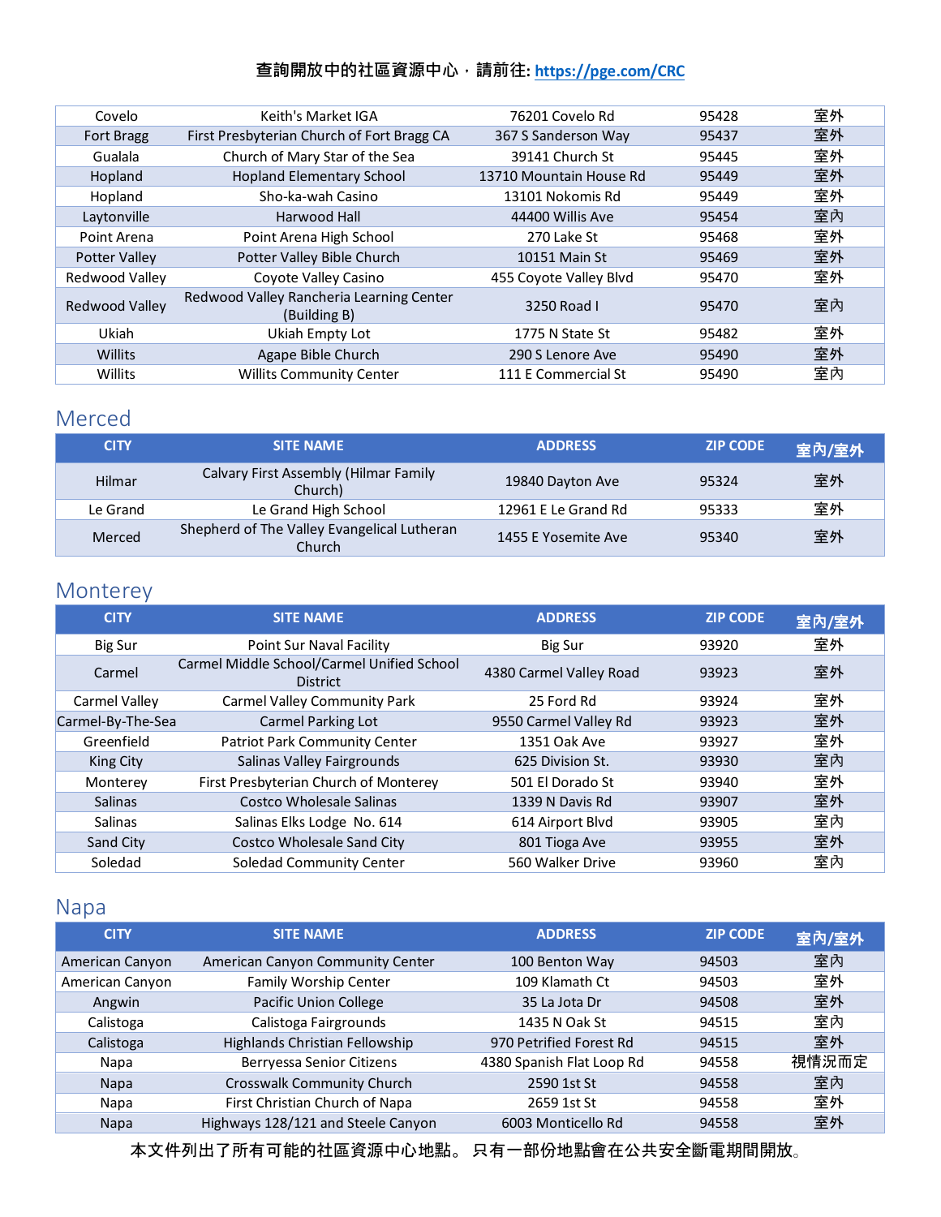查詢開放中的社區資源中心，請前往: https://pge.com/CRC

| | | | | |
|---|---|---|---|---|
| Covelo | Keith's Market IGA | 76201 Covelo Rd | 95428 | 室外 |
| Fort Bragg | First Presbyterian Church of Fort Bragg CA | 367 S Sanderson Way | 95437 | 室外 |
| Gualala | Church of Mary Star of the Sea | 39141 Church St | 95445 | 室外 |
| Hopland | Hopland Elementary School | 13710 Mountain House Rd | 95449 | 室外 |
| Hopland | Sho-ka-wah Casino | 13101 Nokomis Rd | 95449 | 室外 |
| Laytonville | Harwood Hall | 44400 Willis Ave | 95454 | 室內 |
| Point Arena | Point Arena High School | 270 Lake St | 95468 | 室外 |
| Potter Valley | Potter Valley Bible Church | 10151 Main St | 95469 | 室外 |
| Redwood Valley | Coyote Valley Casino | 455 Coyote Valley Blvd | 95470 | 室外 |
| Redwood Valley | Redwood Valley Rancheria Learning Center (Building B) | 3250 Road I | 95470 | 室內 |
| Ukiah | Ukiah Empty Lot | 1775 N State St | 95482 | 室外 |
| Willits | Agape Bible Church | 290 S Lenore Ave | 95490 | 室外 |
| Willits | Willits Community Center | 111 E Commercial St | 95490 | 室內 |

## Merced

| CITY | SITE NAME | ADDRESS | ZIP CODE | 室內/室外 |
|---|---|---|---|---|
| Hilmar | Calvary First Assembly (Hilmar Family Church) | 19840 Dayton Ave | 95324 | 室外 |
| Le Grand | Le Grand High School | 12961 E Le Grand Rd | 95333 | 室外 |
| Merced | Shepherd of The Valley Evangelical Lutheran Church | 1455 E Yosemite Ave | 95340 | 室外 |

## Monterey

| CITY | SITE NAME | ADDRESS | ZIP CODE | 室內/室外 |
|---|---|---|---|---|
| Big Sur | Point Sur Naval Facility | Big Sur | 93920 | 室外 |
| Carmel | Carmel Middle School/Carmel Unified School District | 4380 Carmel Valley Road | 93923 | 室外 |
| Carmel Valley | Carmel Valley Community Park | 25 Ford Rd | 93924 | 室外 |
| Carmel-By-The-Sea | Carmel Parking Lot | 9550 Carmel Valley Rd | 93923 | 室外 |
| Greenfield | Patriot Park Community Center | 1351 Oak Ave | 93927 | 室外 |
| King City | Salinas Valley Fairgrounds | 625 Division St. | 93930 | 室內 |
| Monterey | First Presbyterian Church of Monterey | 501 El Dorado St | 93940 | 室外 |
| Salinas | Costco Wholesale Salinas | 1339 N Davis Rd | 93907 | 室外 |
| Salinas | Salinas Elks Lodge No. 614 | 614 Airport Blvd | 93905 | 室內 |
| Sand City | Costco Wholesale Sand City | 801 Tioga Ave | 93955 | 室外 |
| Soledad | Soledad Community Center | 560 Walker Drive | 93960 | 室內 |

## Napa

| CITY | SITE NAME | ADDRESS | ZIP CODE | 室內/室外 |
|---|---|---|---|---|
| American Canyon | American Canyon Community Center | 100 Benton Way | 94503 | 室內 |
| American Canyon | Family Worship Center | 109 Klamath Ct | 94503 | 室外 |
| Angwin | Pacific Union College | 35 La Jota Dr | 94508 | 室外 |
| Calistoga | Calistoga Fairgrounds | 1435 N Oak St | 94515 | 室內 |
| Calistoga | Highlands Christian Fellowship | 970 Petrified Forest Rd | 94515 | 室外 |
| Napa | Berryessa Senior Citizens | 4380 Spanish Flat Loop Rd | 94558 | 視情況而定 |
| Napa | Crosswalk Community Church | 2590 1st St | 94558 | 室內 |
| Napa | First Christian Church of Napa | 2659 1st St | 94558 | 室外 |
| Napa | Highways 128/121 and Steele Canyon | 6003 Monticello Rd | 94558 | 室外 |

本文件列出了所有可能的社區資源中心地點。 只有一部份地點會在公共安全斷電期間開放。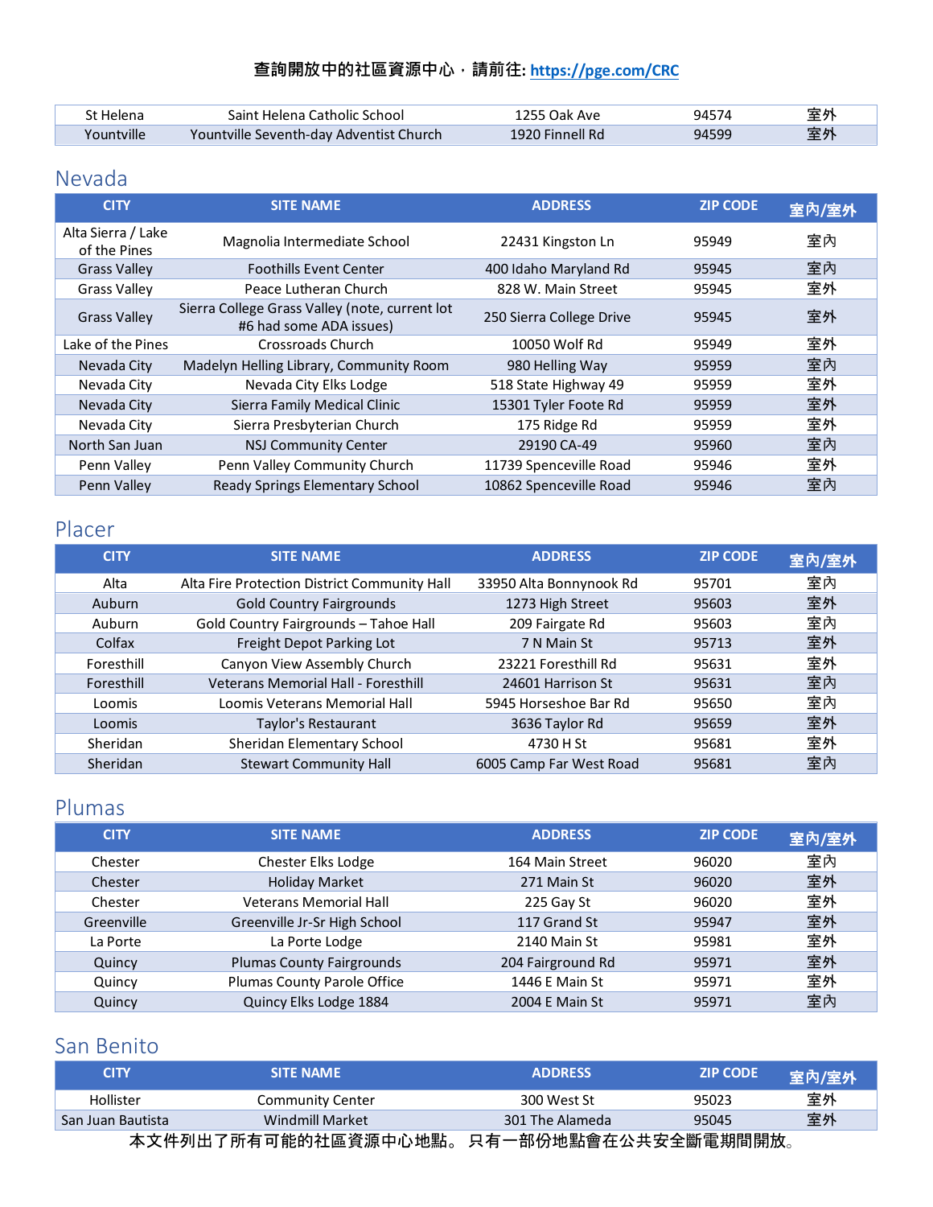查詢開放中的社區資源中心，請前往: https://pge.com/CRC

| | | | | |
|---|---|---|---|---|
| St Helena | Saint Helena Catholic School | 1255 Oak Ave | 94574 | 室外 |
| Yountville | Yountville Seventh-day Adventist Church | 1920 Finnell Rd | 94599 | 室外 |

## Nevada

| CITY | SITE NAME | ADDRESS | ZIP CODE | 室內/室外 |
|---|---|---|---|---|
| Alta Sierra / Lake of the Pines | Magnolia Intermediate School | 22431 Kingston Ln | 95949 | 室內 |
| Grass Valley | Foothills Event Center | 400 Idaho Maryland Rd | 95945 | 室內 |
| Grass Valley | Peace Lutheran Church | 828 W. Main Street | 95945 | 室外 |
| Grass Valley | Sierra College Grass Valley (note, current lot #6 had some ADA issues) | 250 Sierra College Drive | 95945 | 室外 |
| Lake of the Pines | Crossroads Church | 10050 Wolf Rd | 95949 | 室外 |
| Nevada City | Madelyn Helling Library, Community Room | 980 Helling Way | 95959 | 室內 |
| Nevada City | Nevada City Elks Lodge | 518 State Highway 49 | 95959 | 室外 |
| Nevada City | Sierra Family Medical Clinic | 15301 Tyler Foote Rd | 95959 | 室外 |
| Nevada City | Sierra Presbyterian Church | 175 Ridge Rd | 95959 | 室外 |
| North San Juan | NSJ Community Center | 29190 CA-49 | 95960 | 室內 |
| Penn Valley | Penn Valley Community Church | 11739 Spenceville Road | 95946 | 室外 |
| Penn Valley | Ready Springs Elementary School | 10862 Spenceville Road | 95946 | 室內 |

## Placer

| CITY | SITE NAME | ADDRESS | ZIP CODE | 室內/室外 |
|---|---|---|---|---|
| Alta | Alta Fire Protection District Community Hall | 33950 Alta Bonnynook Rd | 95701 | 室內 |
| Auburn | Gold Country Fairgrounds | 1273 High Street | 95603 | 室外 |
| Auburn | Gold Country Fairgrounds – Tahoe Hall | 209 Fairgate Rd | 95603 | 室內 |
| Colfax | Freight Depot Parking Lot | 7 N Main St | 95713 | 室外 |
| Foresthill | Canyon View Assembly Church | 23221 Foresthill Rd | 95631 | 室外 |
| Foresthill | Veterans Memorial Hall - Foresthill | 24601 Harrison St | 95631 | 室內 |
| Loomis | Loomis Veterans Memorial Hall | 5945 Horseshoe Bar Rd | 95650 | 室內 |
| Loomis | Taylor's Restaurant | 3636 Taylor Rd | 95659 | 室外 |
| Sheridan | Sheridan Elementary School | 4730 H St | 95681 | 室外 |
| Sheridan | Stewart Community Hall | 6005 Camp Far West Road | 95681 | 室內 |

## Plumas

| CITY | SITE NAME | ADDRESS | ZIP CODE | 室內/室外 |
|---|---|---|---|---|
| Chester | Chester Elks Lodge | 164 Main Street | 96020 | 室內 |
| Chester | Holiday Market | 271 Main St | 96020 | 室外 |
| Chester | Veterans Memorial Hall | 225 Gay St | 96020 | 室外 |
| Greenville | Greenville Jr-Sr High School | 117 Grand St | 95947 | 室外 |
| La Porte | La Porte Lodge | 2140 Main St | 95981 | 室外 |
| Quincy | Plumas County Fairgrounds | 204 Fairground Rd | 95971 | 室外 |
| Quincy | Plumas County Parole Office | 1446 E Main St | 95971 | 室外 |
| Quincy | Quincy Elks Lodge 1884 | 2004 E Main St | 95971 | 室內 |

## San Benito

| CITY | SITE NAME | ADDRESS | ZIP CODE | 室內/室外 |
|---|---|---|---|---|
| Hollister | Community Center | 300 West St | 95023 | 室外 |
| San Juan Bautista | Windmill Market | 301 The Alameda | 95045 | 室外 |

本文件列出了所有可能的社區資源中心地點。 只有一部份地點會在公共安全斷電期間開放。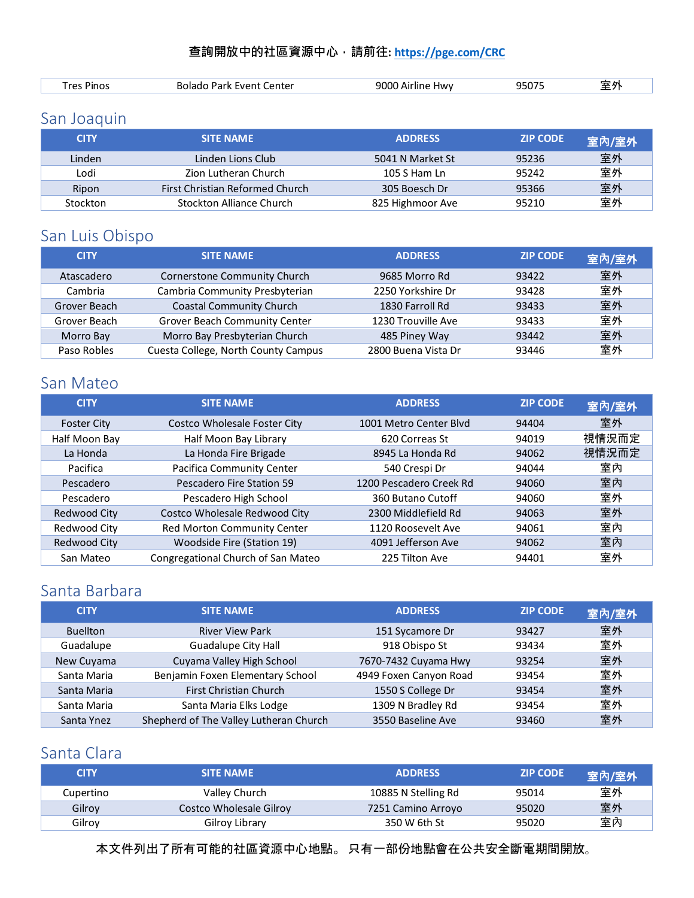查詢開放中的社區資源中心，請前往: https://pge.com/CRC

| Tres Pinos | Bolado Park Event Center | 9000 Airline Hwy | 95075 | 室外 |
|---|---|---|---|---|

## San Joaquin

| CITY | SITE NAME | ADDRESS | ZIP CODE | 室內/室外 |
|---|---|---|---|---|
| Linden | Linden Lions Club | 5041 N Market St | 95236 | 室外 |
| Lodi | Zion Lutheran Church | 105 S Ham Ln | 95242 | 室外 |
| Ripon | First Christian Reformed Church | 305 Boesch Dr | 95366 | 室外 |
| Stockton | Stockton Alliance Church | 825 Highmoor Ave | 95210 | 室外 |

## San Luis Obispo

| CITY | SITE NAME | ADDRESS | ZIP CODE | 室內/室外 |
|---|---|---|---|---|
| Atascadero | Cornerstone Community Church | 9685 Morro Rd | 93422 | 室外 |
| Cambria | Cambria Community Presbyterian | 2250 Yorkshire Dr | 93428 | 室外 |
| Grover Beach | Coastal Community Church | 1830 Farroll Rd | 93433 | 室外 |
| Grover Beach | Grover Beach Community Center | 1230 Trouville Ave | 93433 | 室外 |
| Morro Bay | Morro Bay Presbyterian Church | 485 Piney Way | 93442 | 室外 |
| Paso Robles | Cuesta College, North County Campus | 2800 Buena Vista Dr | 93446 | 室外 |

## San Mateo

| CITY | SITE NAME | ADDRESS | ZIP CODE | 室內/室外 |
|---|---|---|---|---|
| Foster City | Costco Wholesale Foster City | 1001 Metro Center Blvd | 94404 | 室外 |
| Half Moon Bay | Half Moon Bay Library | 620 Correas St | 94019 | 視情況而定 |
| La Honda | La Honda Fire Brigade | 8945 La Honda Rd | 94062 | 視情況而定 |
| Pacifica | Pacifica Community Center | 540 Crespi Dr | 94044 | 室內 |
| Pescadero | Pescadero Fire Station 59 | 1200 Pescadero Creek Rd | 94060 | 室內 |
| Pescadero | Pescadero High School | 360 Butano Cutoff | 94060 | 室外 |
| Redwood City | Costco Wholesale Redwood City | 2300 Middlefield Rd | 94063 | 室外 |
| Redwood City | Red Morton Community Center | 1120 Roosevelt Ave | 94061 | 室內 |
| Redwood City | Woodside Fire (Station 19) | 4091 Jefferson Ave | 94062 | 室內 |
| San Mateo | Congregational Church of San Mateo | 225 Tilton Ave | 94401 | 室外 |

## Santa Barbara

| CITY | SITE NAME | ADDRESS | ZIP CODE | 室內/室外 |
|---|---|---|---|---|
| Buellton | River View Park | 151 Sycamore Dr | 93427 | 室外 |
| Guadalupe | Guadalupe City Hall | 918 Obispo St | 93434 | 室外 |
| New Cuyama | Cuyama Valley High School | 7670-7432 Cuyama Hwy | 93254 | 室外 |
| Santa Maria | Benjamin Foxen Elementary School | 4949 Foxen Canyon Road | 93454 | 室外 |
| Santa Maria | First Christian Church | 1550 S College Dr | 93454 | 室外 |
| Santa Maria | Santa Maria Elks Lodge | 1309 N Bradley Rd | 93454 | 室外 |
| Santa Ynez | Shepherd of The Valley Lutheran Church | 3550 Baseline Ave | 93460 | 室外 |

## Santa Clara

| CITY | SITE NAME | ADDRESS | ZIP CODE | 室內/室外 |
|---|---|---|---|---|
| Cupertino | Valley Church | 10885 N Stelling Rd | 95014 | 室外 |
| Gilroy | Costco Wholesale Gilroy | 7251 Camino Arroyo | 95020 | 室外 |
| Gilroy | Gilroy Library | 350 W 6th St | 95020 | 室內 |

本文件列出了所有可能的社區資源中心地點。 只有一部份地點會在公共安全斷電期間開放。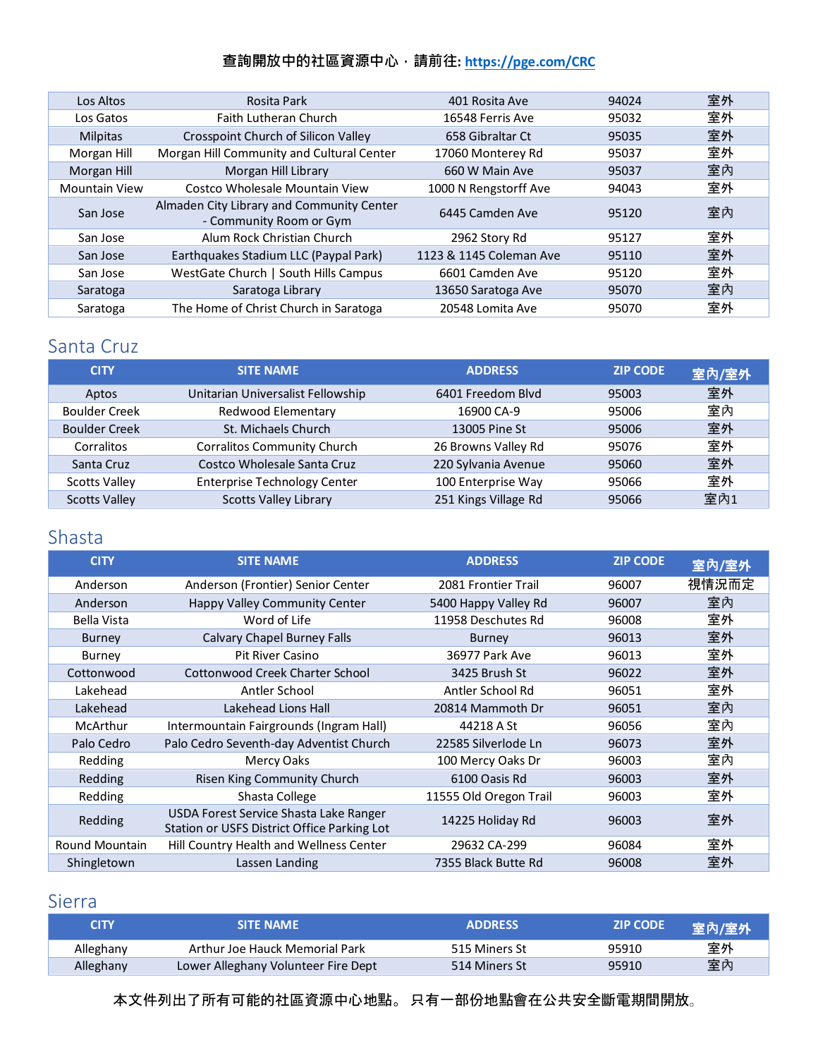查詢開放中的社區資源中心，請前往: https://pge.com/CRC

| | | | | |
|---|---|---|---|---|
| Los Altos | Rosita Park | 401 Rosita Ave | 94024 | 室外 |
| Los Gatos | Faith Lutheran Church | 16548 Ferris Ave | 95032 | 室外 |
| Milpitas | Crosspoint Church of Silicon Valley | 658 Gibraltar Ct | 95035 | 室外 |
| Morgan Hill | Morgan Hill Community and Cultural Center | 17060 Monterey Rd | 95037 | 室外 |
| Morgan Hill | Morgan Hill Library | 660 W Main Ave | 95037 | 室內 |
| Mountain View | Costco Wholesale Mountain View | 1000 N Rengstorff Ave | 94043 | 室外 |
| San Jose | Almaden City Library and Community Center - Community Room or Gym | 6445 Camden Ave | 95120 | 室內 |
| San Jose | Alum Rock Christian Church | 2962 Story Rd | 95127 | 室外 |
| San Jose | Earthquakes Stadium LLC (Paypal Park) | 1123 & 1145 Coleman Ave | 95110 | 室外 |
| San Jose | WestGate Church \| South Hills Campus | 6601 Camden Ave | 95120 | 室外 |
| Saratoga | Saratoga Library | 13650 Saratoga Ave | 95070 | 室內 |
| Saratoga | The Home of Christ Church in Saratoga | 20548 Lomita Ave | 95070 | 室外 |

## Santa Cruz

| CITY | SITE NAME | ADDRESS | ZIP CODE | 室內/室外 |
|---|---|---|---|---|
| Aptos | Unitarian Universalist Fellowship | 6401 Freedom Blvd | 95003 | 室外 |
| Boulder Creek | Redwood Elementary | 16900 CA-9 | 95006 | 室內 |
| Boulder Creek | St. Michaels Church | 13005 Pine St | 95006 | 室外 |
| Corralitos | Corralitos Community Church | 26 Browns Valley Rd | 95076 | 室外 |
| Santa Cruz | Costco Wholesale Santa Cruz | 220 Sylvania Avenue | 95060 | 室外 |
| Scotts Valley | Enterprise Technology Center | 100 Enterprise Way | 95066 | 室外 |
| Scotts Valley | Scotts Valley Library | 251 Kings Village Rd | 95066 | 室內1 |

## Shasta

| CITY | SITE NAME | ADDRESS | ZIP CODE | 室內/室外 |
|---|---|---|---|---|
| Anderson | Anderson (Frontier) Senior Center | 2081 Frontier Trail | 96007 | 視情況而定 |
| Anderson | Happy Valley Community Center | 5400 Happy Valley Rd | 96007 | 室內 |
| Bella Vista | Word of Life | 11958 Deschutes Rd | 96008 | 室外 |
| Burney | Calvary Chapel Burney Falls | Burney | 96013 | 室外 |
| Burney | Pit River Casino | 36977 Park Ave | 96013 | 室外 |
| Cottonwood | Cottonwood Creek Charter School | 3425 Brush St | 96022 | 室外 |
| Lakehead | Antler School | Antler School Rd | 96051 | 室外 |
| Lakehead | Lakehead Lions Hall | 20814 Mammoth Dr | 96051 | 室內 |
| McArthur | Intermountain Fairgrounds (Ingram Hall) | 44218 A St | 96056 | 室內 |
| Palo Cedro | Palo Cedro Seventh-day Adventist Church | 22585 Silverlode Ln | 96073 | 室外 |
| Redding | Mercy Oaks | 100 Mercy Oaks Dr | 96003 | 室內 |
| Redding | Risen King Community Church | 6100 Oasis Rd | 96003 | 室外 |
| Redding | Shasta College | 11555 Old Oregon Trail | 96003 | 室外 |
| Redding | USDA Forest Service Shasta Lake Ranger Station or USFS District Office Parking Lot | 14225 Holiday Rd | 96003 | 室外 |
| Round Mountain | Hill Country Health and Wellness Center | 29632 CA-299 | 96084 | 室外 |
| Shingletown | Lassen Landing | 7355 Black Butte Rd | 96008 | 室外 |

## Sierra

| CITY | SITE NAME | ADDRESS | ZIP CODE | 室內/室外 |
|---|---|---|---|---|
| Alleghany | Arthur Joe Hauck Memorial Park | 515 Miners St | 95910 | 室外 |
| Alleghany | Lower Alleghany Volunteer Fire Dept | 514 Miners St | 95910 | 室內 |

本文件列出了所有可能的社區資源中心地點。 只有一部份地點會在公共安全斷電期間開放。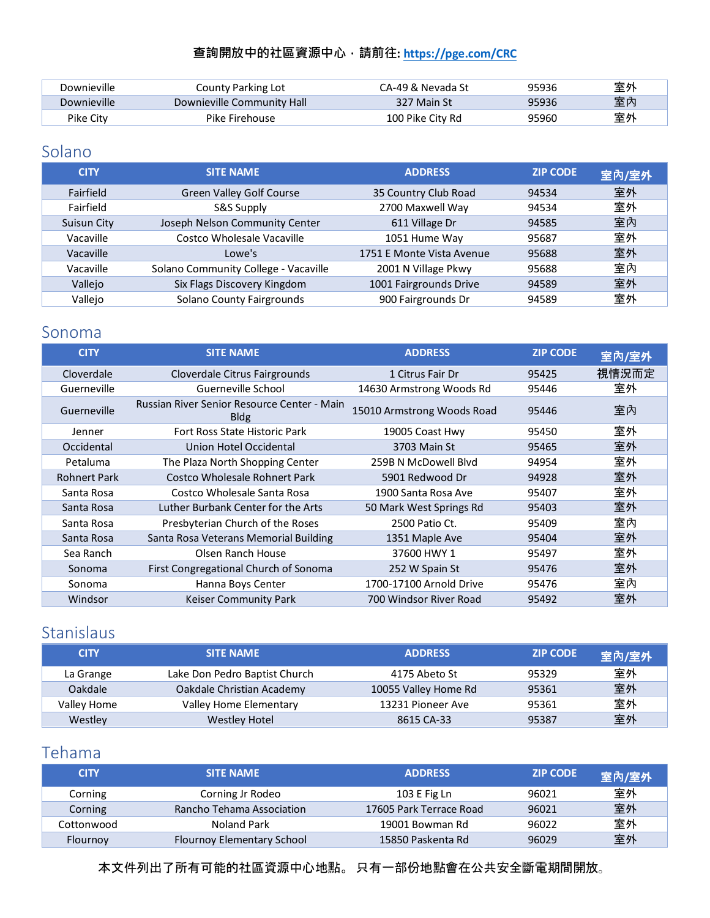查詢開放中的社區資源中心，請前往: https://pge.com/CRC

| | | | | |
|---|---|---|---|---|
| Downieville | County Parking Lot | CA-49 & Nevada St | 95936 | 室外 |
| Downieville | Downieville Community Hall | 327 Main St | 95936 | 室內 |
| Pike City | Pike Firehouse | 100 Pike City Rd | 95960 | 室外 |

## Solano

| CITY | SITE NAME | ADDRESS | ZIP CODE | 室內/室外 |
|---|---|---|---|---|
| Fairfield | Green Valley Golf Course | 35 Country Club Road | 94534 | 室外 |
| Fairfield | S&S Supply | 2700 Maxwell Way | 94534 | 室外 |
| Suisun City | Joseph Nelson Community Center | 611 Village Dr | 94585 | 室內 |
| Vacaville | Costco Wholesale Vacaville | 1051 Hume Way | 95687 | 室外 |
| Vacaville | Lowe's | 1751 E Monte Vista Avenue | 95688 | 室外 |
| Vacaville | Solano Community College - Vacaville | 2001 N Village Pkwy | 95688 | 室內 |
| Vallejo | Six Flags Discovery Kingdom | 1001 Fairgrounds Drive | 94589 | 室外 |
| Vallejo | Solano County Fairgrounds | 900 Fairgrounds Dr | 94589 | 室外 |

## Sonoma

| CITY | SITE NAME | ADDRESS | ZIP CODE | 室內/室外 |
|---|---|---|---|---|
| Cloverdale | Cloverdale Citrus Fairgrounds | 1 Citrus Fair Dr | 95425 | 視情況而定 |
| Guerneville | Guerneville School | 14630 Armstrong Woods Rd | 95446 | 室外 |
| Guerneville | Russian River Senior Resource Center - Main Bldg | 15010 Armstrong Woods Road | 95446 | 室內 |
| Jenner | Fort Ross State Historic Park | 19005 Coast Hwy | 95450 | 室外 |
| Occidental | Union Hotel Occidental | 3703 Main St | 95465 | 室外 |
| Petaluma | The Plaza North Shopping Center | 259B N McDowell Blvd | 94954 | 室外 |
| Rohnert Park | Costco Wholesale Rohnert Park | 5901 Redwood Dr | 94928 | 室外 |
| Santa Rosa | Costco Wholesale Santa Rosa | 1900 Santa Rosa Ave | 95407 | 室外 |
| Santa Rosa | Luther Burbank Center for the Arts | 50 Mark West Springs Rd | 95403 | 室外 |
| Santa Rosa | Presbyterian Church of the Roses | 2500 Patio Ct. | 95409 | 室內 |
| Santa Rosa | Santa Rosa Veterans Memorial Building | 1351 Maple Ave | 95404 | 室外 |
| Sea Ranch | Olsen Ranch House | 37600 HWY 1 | 95497 | 室外 |
| Sonoma | First Congregational Church of Sonoma | 252 W Spain St | 95476 | 室外 |
| Sonoma | Hanna Boys Center | 1700-17100 Arnold Drive | 95476 | 室內 |
| Windsor | Keiser Community Park | 700 Windsor River Road | 95492 | 室外 |

## Stanislaus

| CITY | SITE NAME | ADDRESS | ZIP CODE | 室內/室外 |
|---|---|---|---|---|
| La Grange | Lake Don Pedro Baptist Church | 4175 Abeto St | 95329 | 室外 |
| Oakdale | Oakdale Christian Academy | 10055 Valley Home Rd | 95361 | 室外 |
| Valley Home | Valley Home Elementary | 13231 Pioneer Ave | 95361 | 室外 |
| Westley | Westley Hotel | 8615 CA-33 | 95387 | 室外 |

## Tehama

| CITY | SITE NAME | ADDRESS | ZIP CODE | 室內/室外 |
|---|---|---|---|---|
| Corning | Corning Jr Rodeo | 103 E Fig Ln | 96021 | 室外 |
| Corning | Rancho Tehama Association | 17605 Park Terrace Road | 96021 | 室外 |
| Cottonwood | Noland Park | 19001 Bowman Rd | 96022 | 室外 |
| Flournoy | Flournoy Elementary School | 15850 Paskenta Rd | 96029 | 室外 |

本文件列出了所有可能的社區資源中心地點。 只有一部份地點會在公共安全斷電期間開放。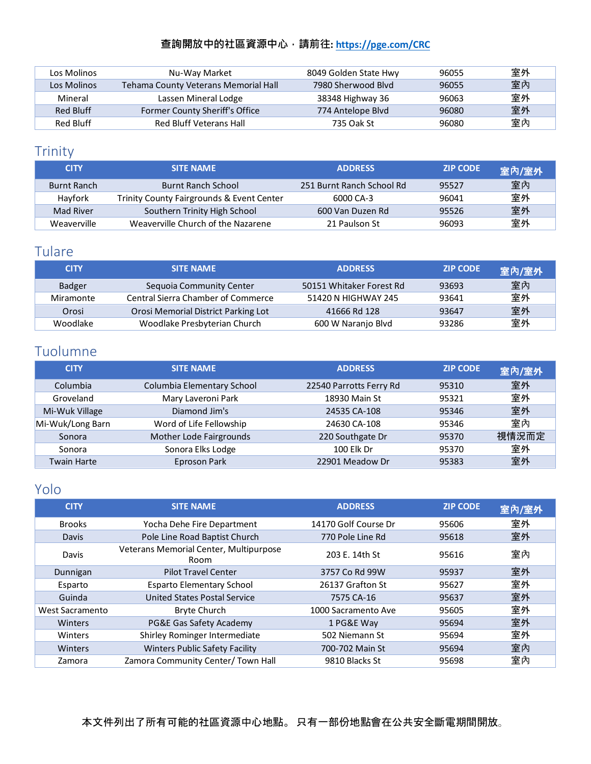查詢開放中的社區資源中心，請前往: https://pge.com/CRC

| | | | | |
|---|---|---|---|---|
| Los Molinos | Nu-Way Market | 8049 Golden State Hwy | 96055 | 室外 |
| Los Molinos | Tehama County Veterans Memorial Hall | 7980 Sherwood Blvd | 96055 | 室內 |
| Mineral | Lassen Mineral Lodge | 38348 Highway 36 | 96063 | 室外 |
| Red Bluff | Former County Sheriff's Office | 774 Antelope Blvd | 96080 | 室外 |
| Red Bluff | Red Bluff Veterans Hall | 735 Oak St | 96080 | 室內 |

## Trinity

| CITY | SITE NAME | ADDRESS | ZIP CODE | 室內/室外 |
|---|---|---|---|---|
| Burnt Ranch | Burnt Ranch School | 251 Burnt Ranch School Rd | 95527 | 室內 |
| Hayfork | Trinity County Fairgrounds & Event Center | 6000 CA-3 | 96041 | 室外 |
| Mad River | Southern Trinity High School | 600 Van Duzen Rd | 95526 | 室外 |
| Weaverville | Weaverville Church of the Nazarene | 21 Paulson St | 96093 | 室外 |

## Tulare

| CITY | SITE NAME | ADDRESS | ZIP CODE | 室內/室外 |
|---|---|---|---|---|
| Badger | Sequoia Community Center | 50151 Whitaker Forest Rd | 93693 | 室內 |
| Miramonte | Central Sierra Chamber of Commerce | 51420 N HIGHWAY 245 | 93641 | 室外 |
| Orosi | Orosi Memorial District Parking Lot | 41666 Rd 128 | 93647 | 室外 |
| Woodlake | Woodlake Presbyterian Church | 600 W Naranjo Blvd | 93286 | 室外 |

## Tuolumne

| CITY | SITE NAME | ADDRESS | ZIP CODE | 室內/室外 |
|---|---|---|---|---|
| Columbia | Columbia Elementary School | 22540 Parrotts Ferry Rd | 95310 | 室外 |
| Groveland | Mary Laveroni Park | 18930 Main St | 95321 | 室外 |
| Mi-Wuk Village | Diamond Jim's | 24535 CA-108 | 95346 | 室外 |
| Mi-Wuk/Long Barn | Word of Life Fellowship | 24630 CA-108 | 95346 | 室內 |
| Sonora | Mother Lode Fairgrounds | 220 Southgate Dr | 95370 | 視情況而定 |
| Sonora | Sonora Elks Lodge | 100 Elk Dr | 95370 | 室外 |
| Twain Harte | Eproson Park | 22901 Meadow Dr | 95383 | 室外 |

## Yolo

| CITY | SITE NAME | ADDRESS | ZIP CODE | 室內/室外 |
|---|---|---|---|---|
| Brooks | Yocha Dehe Fire Department | 14170 Golf Course Dr | 95606 | 室外 |
| Davis | Pole Line Road Baptist Church | 770 Pole Line Rd | 95618 | 室外 |
| Davis | Veterans Memorial Center, Multipurpose Room | 203 E. 14th St | 95616 | 室內 |
| Dunnigan | Pilot Travel Center | 3757 Co Rd 99W | 95937 | 室外 |
| Esparto | Esparto Elementary School | 26137 Grafton St | 95627 | 室外 |
| Guinda | United States Postal Service | 7575 CA-16 | 95637 | 室外 |
| West Sacramento | Bryte Church | 1000 Sacramento Ave | 95605 | 室外 |
| Winters | PG&E Gas Safety Academy | 1 PG&E Way | 95694 | 室外 |
| Winters | Shirley Rominger Intermediate | 502 Niemann St | 95694 | 室外 |
| Winters | Winters Public Safety Facility | 700-702 Main St | 95694 | 室內 |
| Zamora | Zamora Community Center/ Town Hall | 9810 Blacks St | 95698 | 室內 |

本文件列出了所有可能的社區資源中心地點。 只有一部份地點會在公共安全斷電期間開放。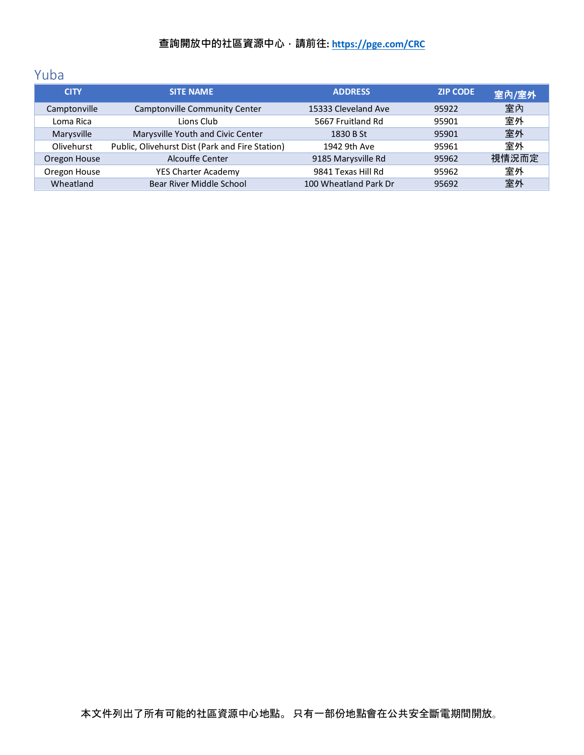**查詢開放中的社區資源中心，請前往: https://pge.com/CRC**

## Yuba

| CITY | SITE NAME | ADDRESS | ZIP CODE | 室內/室外 |
|---|---|---|---|---|
| Camptonville | Camptonville Community Center | 15333 Cleveland Ave | 95922 | 室內 |
| Loma Rica | Lions Club | 5667 Fruitland Rd | 95901 | 室外 |
| Marysville | Marysville Youth and Civic Center | 1830 B St | 95901 | 室外 |
| Olivehurst | Public, Olivehurst Dist (Park and Fire Station) | 1942 9th Ave | 95961 | 室外 |
| Oregon House | Alcouffe Center | 9185 Marysville Rd | 95962 | 視情況而定 |
| Oregon House | YES Charter Academy | 9841 Texas Hill Rd | 95962 | 室外 |
| Wheatland | Bear River Middle School | 100 Wheatland Park Dr | 95692 | 室外 |

本文件列出了所有可能的社區資源中心地點。 只有一部份地點會在公共安全斷電期間開放。